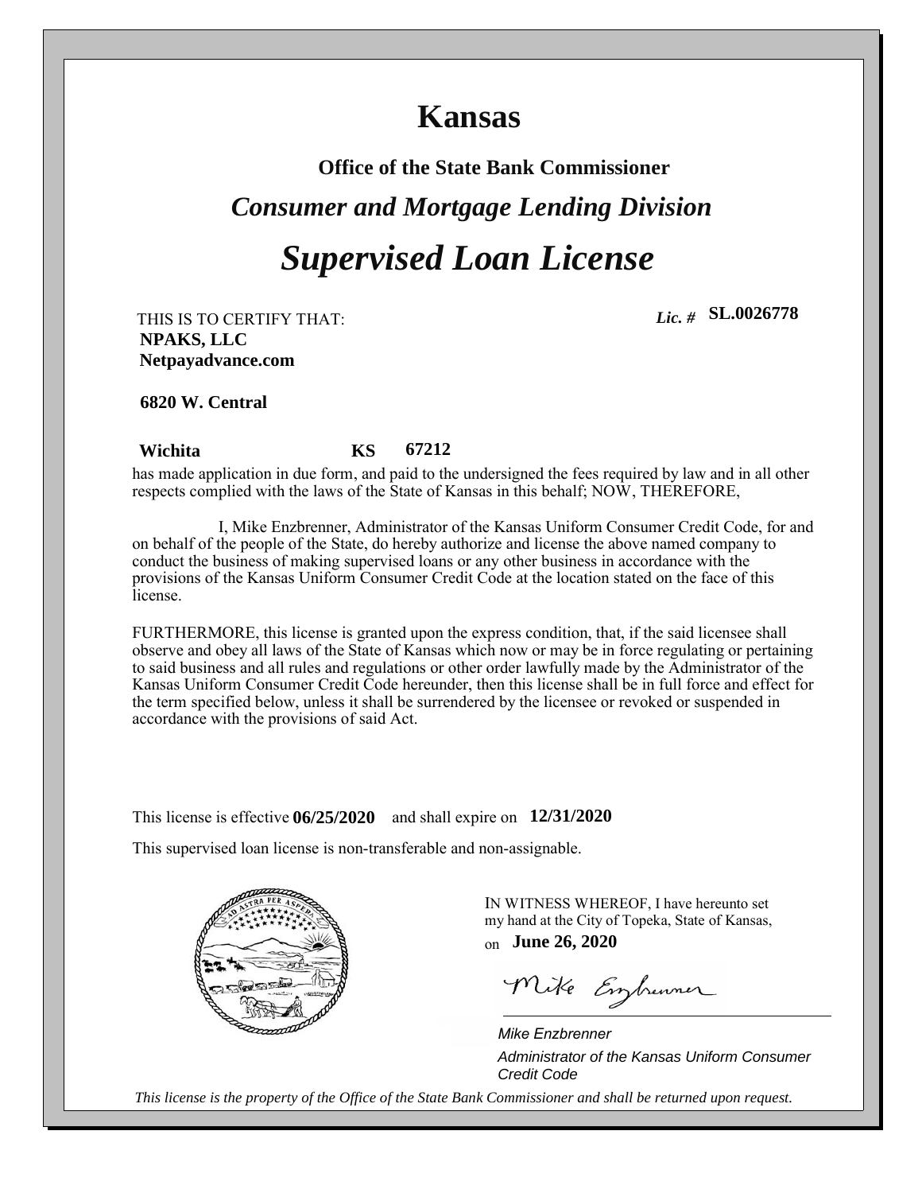# Kansas

## Office of the State Bank Commissioner

## *Consumer and Mortgage Lending Division*

# *Supervised Loan License*

THIS IS TO CERTIFY THAT:

***Lic. #*** **SL.0026778**

**NPAKS, LLC**
**Netpayadvance.com**

**6820 W. Central**

**Wichita KS 67212**

has made application in due form, and paid to the undersigned the fees required by law and in all other respects complied with the laws of the State of Kansas in this behalf; NOW, THEREFORE,

I, Mike Enzbrenner, Administrator of the Kansas Uniform Consumer Credit Code, for and on behalf of the people of the State, do hereby authorize and license the above named company to conduct the business of making supervised loans or any other business in accordance with the provisions of the Kansas Uniform Consumer Credit Code at the location stated on the face of this license.

FURTHERMORE, this license is granted upon the express condition, that, if the said licensee shall observe and obey all laws of the State of Kansas which now or may be in force regulating or pertaining to said business and all rules and regulations or other order lawfully made by the Administrator of the Kansas Uniform Consumer Credit Code hereunder, then this license shall be in full force and effect for the term specified below, unless it shall be surrendered by the licensee or revoked or suspended in accordance with the provisions of said Act.

This license is effective **06/25/2020** and shall expire on **12/31/2020**

This supervised loan license is non-transferable and non-assignable.

IN WITNESS WHEREOF, I have hereunto set my hand at the City of Topeka, State of Kansas, on **June 26, 2020**

*Mike Enzbrenner*
*Administrator of the Kansas Uniform Consumer Credit Code*

*This license is the property of the Office of the State Bank Commissioner and shall be returned upon request.*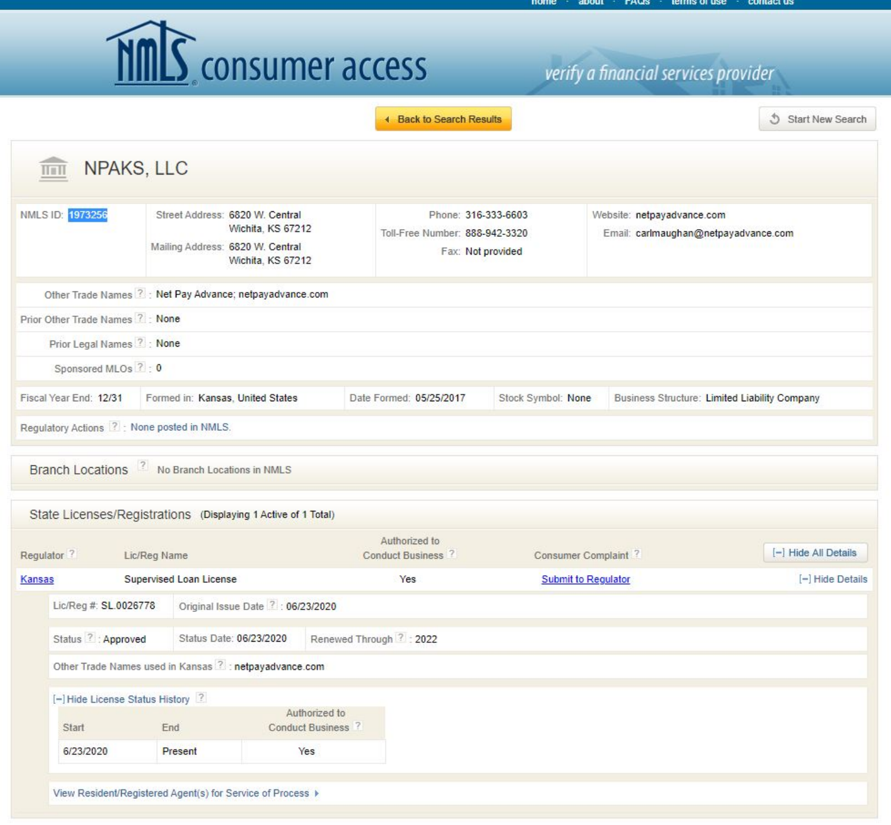# NMLS consumer access

*verify a financial services provider*

home · about · FAQs · terms of use · contact us

Back to Search Results

Start New Search

## NPAKS, LLC

NMLS ID: 1973256

Street Address: 6820 W. Central
Wichita, KS 67212

Mailing Address: 6820 W. Central
Wichita, KS 67212

Phone: 316-333-6603
Toll-Free Number: 888-942-3320
Fax: Not provided

Website: netpayadvance.com
Email: carlmaughan@netpayadvance.com

Other Trade Names: Net Pay Advance; netpayadvance.com

Prior Other Trade Names: None

Prior Legal Names: None

Sponsored MLOs: 0

Fiscal Year End: 12/31 | Formed in: Kansas, United States | Date Formed: 05/25/2017 | Stock Symbol: None | Business Structure: Limited Liability Company

Regulatory Actions: None posted in NMLS.

## Branch Locations

No Branch Locations in NMLS

## State Licenses/Registrations (Displaying 1 Active of 1 Total)

[–] Hide All Details

| Regulator | Lic/Reg Name | Authorized to Conduct Business | Consumer Complaint | |
|---|---|---|---|---|
| Kansas | Supervised Loan License | Yes | Submit to Regulator | [–] Hide Details |

Lic/Reg #: SL.0026778 | Original Issue Date: 06/23/2020

Status: Approved | Status Date: 06/23/2020 | Renewed Through: 2022

Other Trade Names used in Kansas: netpayadvance.com

[–] Hide License Status History

| Start | End | Authorized to Conduct Business |
|---|---|---|
| 6/23/2020 | Present | Yes |

View Resident/Registered Agent(s) for Service of Process